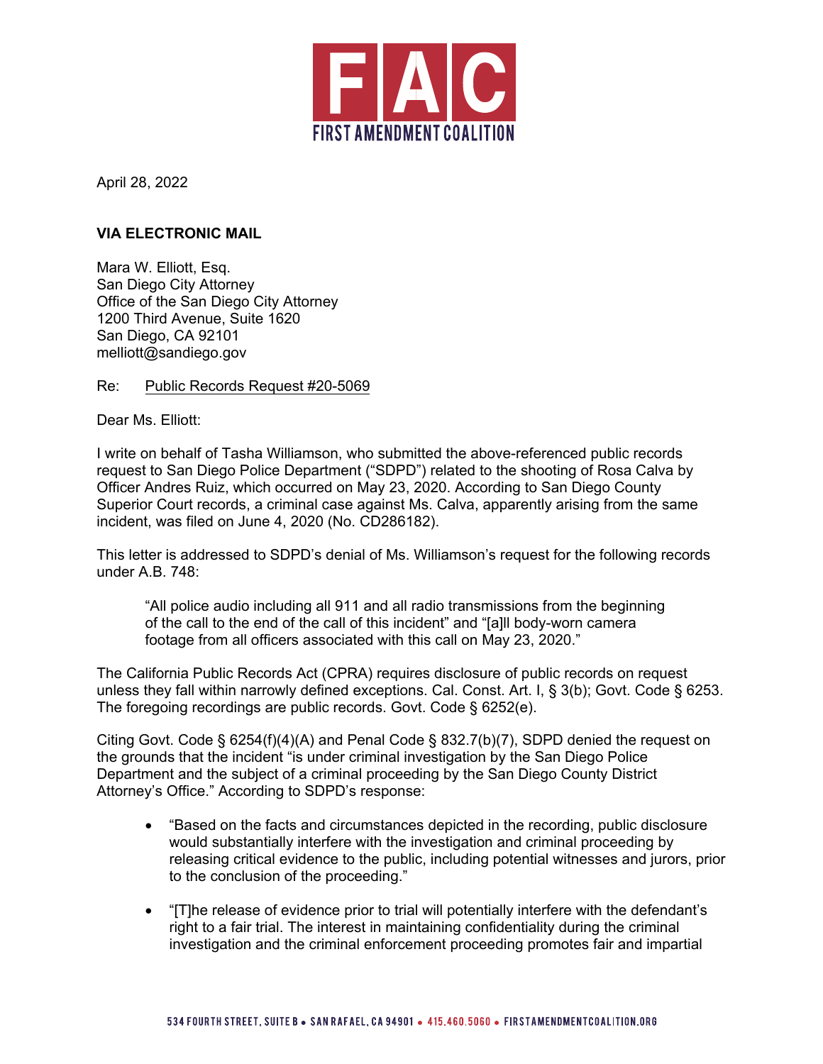April 28, 2022

**VIA ELECTRONIC MAIL**

Mara W. Elliott, Esq.
San Diego City Attorney
Office of the San Diego City Attorney
1200 Third Avenue, Suite 1620
San Diego, CA 92101
melliott@sandiego.gov

Re: Public Records Request #20-5069

Dear Ms. Elliott:

I write on behalf of Tasha Williamson, who submitted the above-referenced public records request to San Diego Police Department ("SDPD") related to the shooting of Rosa Calva by Officer Andres Ruiz, which occurred on May 23, 2020. According to San Diego County Superior Court records, a criminal case against Ms. Calva, apparently arising from the same incident, was filed on June 4, 2020 (No. CD286182).

This letter is addressed to SDPD's denial of Ms. Williamson's request for the following records under A.B. 748:

> "All police audio including all 911 and all radio transmissions from the beginning of the call to the end of the call of this incident" and "[a]ll body-worn camera footage from all officers associated with this call on May 23, 2020."

The California Public Records Act (CPRA) requires disclosure of public records on request unless they fall within narrowly defined exceptions. Cal. Const. Art. I, § 3(b); Govt. Code § 6253. The foregoing recordings are public records. Govt. Code § 6252(e).

Citing Govt. Code § 6254(f)(4)(A) and Penal Code § 832.7(b)(7), SDPD denied the request on the grounds that the incident "is under criminal investigation by the San Diego Police Department and the subject of a criminal proceeding by the San Diego County District Attorney's Office." According to SDPD's response:

- "Based on the facts and circumstances depicted in the recording, public disclosure would substantially interfere with the investigation and criminal proceeding by releasing critical evidence to the public, including potential witnesses and jurors, prior to the conclusion of the proceeding."
- "[T]he release of evidence prior to trial will potentially interfere with the defendant's right to a fair trial. The interest in maintaining confidentiality during the criminal investigation and the criminal enforcement proceeding promotes fair and impartial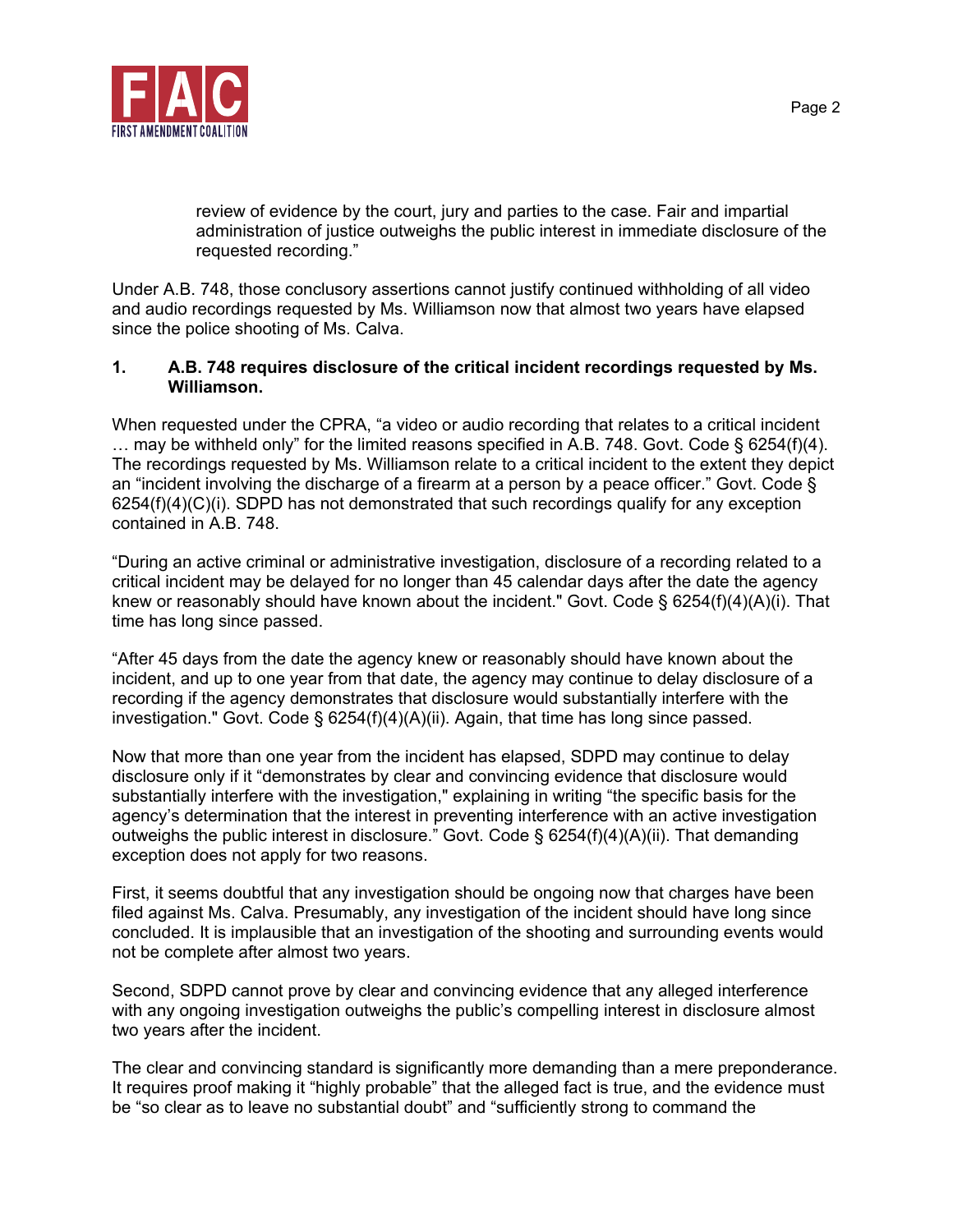> review of evidence by the court, jury and parties to the case. Fair and impartial administration of justice outweighs the public interest in immediate disclosure of the requested recording."

Under A.B. 748, those conclusory assertions cannot justify continued withholding of all video and audio recordings requested by Ms. Williamson now that almost two years have elapsed since the police shooting of Ms. Calva.

**1. A.B. 748 requires disclosure of the critical incident recordings requested by Ms. Williamson.**

When requested under the CPRA, "a video or audio recording that relates to a critical incident … may be withheld only" for the limited reasons specified in A.B. 748. Govt. Code § 6254(f)(4). The recordings requested by Ms. Williamson relate to a critical incident to the extent they depict an "incident involving the discharge of a firearm at a person by a peace officer." Govt. Code § 6254(f)(4)(C)(i). SDPD has not demonstrated that such recordings qualify for any exception contained in A.B. 748.

"During an active criminal or administrative investigation, disclosure of a recording related to a critical incident may be delayed for no longer than 45 calendar days after the date the agency knew or reasonably should have known about the incident." Govt. Code § 6254(f)(4)(A)(i). That time has long since passed.

"After 45 days from the date the agency knew or reasonably should have known about the incident, and up to one year from that date, the agency may continue to delay disclosure of a recording if the agency demonstrates that disclosure would substantially interfere with the investigation." Govt. Code § 6254(f)(4)(A)(ii). Again, that time has long since passed.

Now that more than one year from the incident has elapsed, SDPD may continue to delay disclosure only if it "demonstrates by clear and convincing evidence that disclosure would substantially interfere with the investigation," explaining in writing "the specific basis for the agency's determination that the interest in preventing interference with an active investigation outweighs the public interest in disclosure." Govt. Code § 6254(f)(4)(A)(ii). That demanding exception does not apply for two reasons.

First, it seems doubtful that any investigation should be ongoing now that charges have been filed against Ms. Calva. Presumably, any investigation of the incident should have long since concluded. It is implausible that an investigation of the shooting and surrounding events would not be complete after almost two years.

Second, SDPD cannot prove by clear and convincing evidence that any alleged interference with any ongoing investigation outweighs the public's compelling interest in disclosure almost two years after the incident.

The clear and convincing standard is significantly more demanding than a mere preponderance. It requires proof making it "highly probable" that the alleged fact is true, and the evidence must be "so clear as to leave no substantial doubt" and "sufficiently strong to command the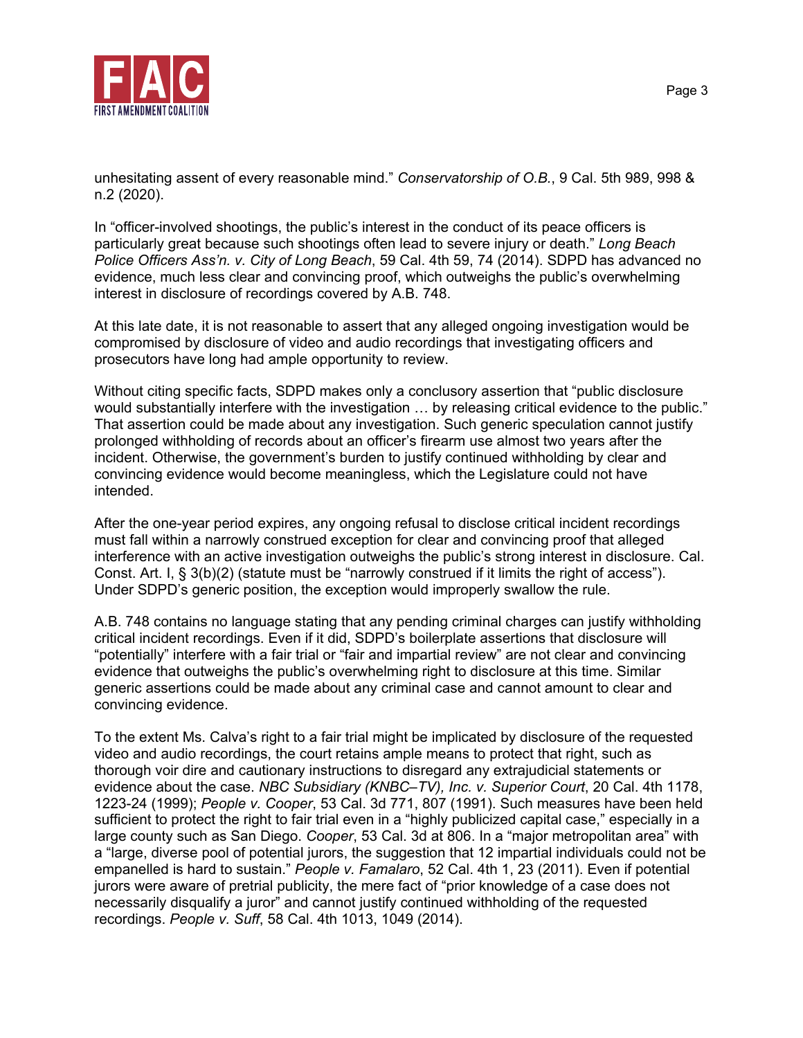unhesitating assent of every reasonable mind." *Conservatorship of O.B.*, 9 Cal. 5th 989, 998 & n.2 (2020).

In "officer-involved shootings, the public's interest in the conduct of its peace officers is particularly great because such shootings often lead to severe injury or death." *Long Beach Police Officers Ass'n. v. City of Long Beach*, 59 Cal. 4th 59, 74 (2014). SDPD has advanced no evidence, much less clear and convincing proof, which outweighs the public's overwhelming interest in disclosure of recordings covered by A.B. 748.

At this late date, it is not reasonable to assert that any alleged ongoing investigation would be compromised by disclosure of video and audio recordings that investigating officers and prosecutors have long had ample opportunity to review.

Without citing specific facts, SDPD makes only a conclusory assertion that "public disclosure would substantially interfere with the investigation … by releasing critical evidence to the public." That assertion could be made about any investigation. Such generic speculation cannot justify prolonged withholding of records about an officer's firearm use almost two years after the incident. Otherwise, the government's burden to justify continued withholding by clear and convincing evidence would become meaningless, which the Legislature could not have intended.

After the one-year period expires, any ongoing refusal to disclose critical incident recordings must fall within a narrowly construed exception for clear and convincing proof that alleged interference with an active investigation outweighs the public's strong interest in disclosure. Cal. Const. Art. I, § 3(b)(2) (statute must be "narrowly construed if it limits the right of access"). Under SDPD's generic position, the exception would improperly swallow the rule.

A.B. 748 contains no language stating that any pending criminal charges can justify withholding critical incident recordings. Even if it did, SDPD's boilerplate assertions that disclosure will "potentially" interfere with a fair trial or "fair and impartial review" are not clear and convincing evidence that outweighs the public's overwhelming right to disclosure at this time. Similar generic assertions could be made about any criminal case and cannot amount to clear and convincing evidence.

To the extent Ms. Calva's right to a fair trial might be implicated by disclosure of the requested video and audio recordings, the court retains ample means to protect that right, such as thorough voir dire and cautionary instructions to disregard any extrajudicial statements or evidence about the case. *NBC Subsidiary (KNBC–TV), Inc. v. Superior Court*, 20 Cal. 4th 1178, 1223-24 (1999); *People v. Cooper*, 53 Cal. 3d 771, 807 (1991). Such measures have been held sufficient to protect the right to fair trial even in a "highly publicized capital case," especially in a large county such as San Diego. *Cooper*, 53 Cal. 3d at 806. In a "major metropolitan area" with a "large, diverse pool of potential jurors, the suggestion that 12 impartial individuals could not be empanelled is hard to sustain." *People v. Famalaro*, 52 Cal. 4th 1, 23 (2011). Even if potential jurors were aware of pretrial publicity, the mere fact of "prior knowledge of a case does not necessarily disqualify a juror" and cannot justify continued withholding of the requested recordings. *People v. Suff*, 58 Cal. 4th 1013, 1049 (2014).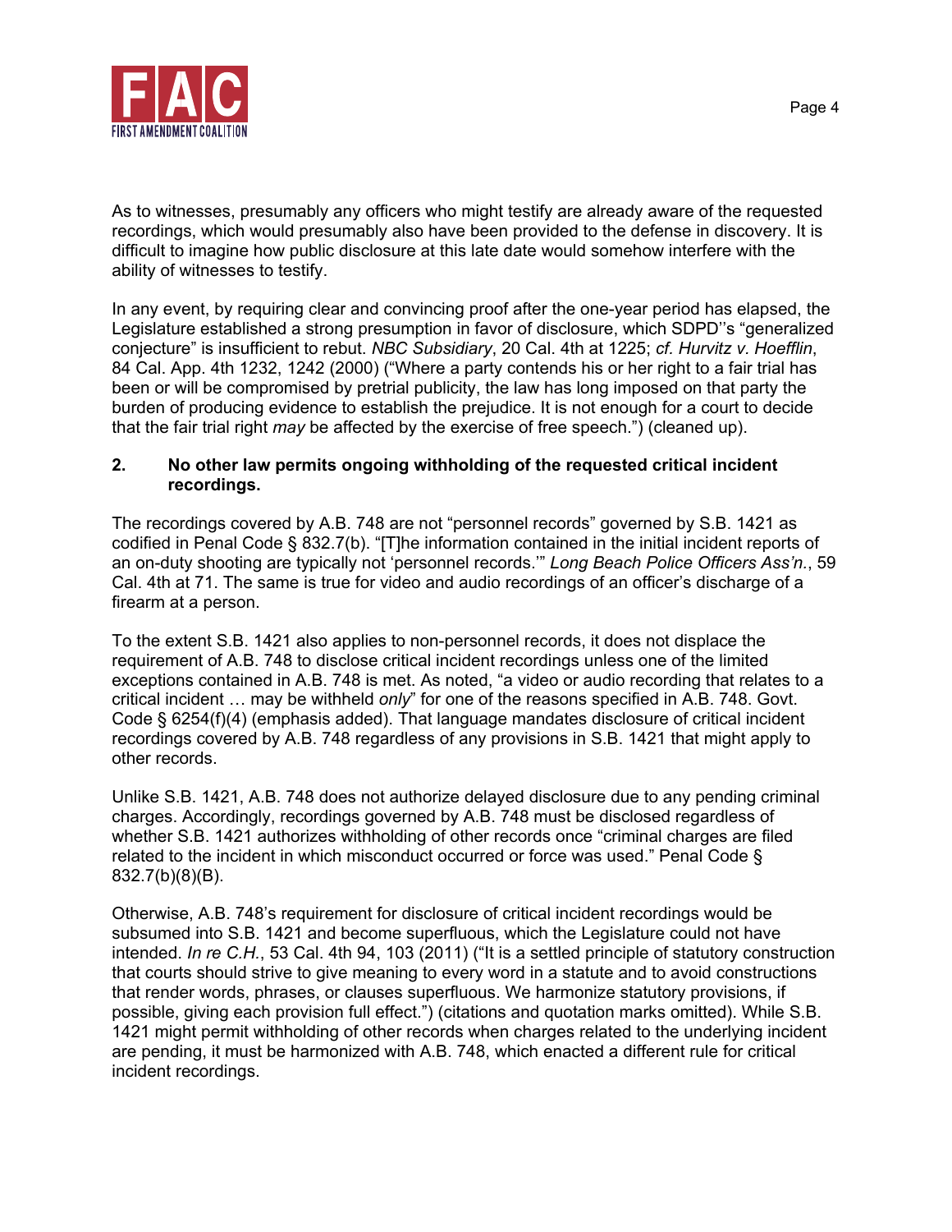As to witnesses, presumably any officers who might testify are already aware of the requested recordings, which would presumably also have been provided to the defense in discovery. It is difficult to imagine how public disclosure at this late date would somehow interfere with the ability of witnesses to testify.

In any event, by requiring clear and convincing proof after the one-year period has elapsed, the Legislature established a strong presumption in favor of disclosure, which SDPD''s "generalized conjecture" is insufficient to rebut. *NBC Subsidiary*, 20 Cal. 4th at 1225; *cf. Hurvitz v. Hoefflin*, 84 Cal. App. 4th 1232, 1242 (2000) ("Where a party contends his or her right to a fair trial has been or will be compromised by pretrial publicity, the law has long imposed on that party the burden of producing evidence to establish the prejudice. It is not enough for a court to decide that the fair trial right *may* be affected by the exercise of free speech.") (cleaned up).

**2. No other law permits ongoing withholding of the requested critical incident recordings.**

The recordings covered by A.B. 748 are not "personnel records" governed by S.B. 1421 as codified in Penal Code § 832.7(b). "[T]he information contained in the initial incident reports of an on-duty shooting are typically not 'personnel records.'" *Long Beach Police Officers Ass'n.*, 59 Cal. 4th at 71. The same is true for video and audio recordings of an officer's discharge of a firearm at a person.

To the extent S.B. 1421 also applies to non-personnel records, it does not displace the requirement of A.B. 748 to disclose critical incident recordings unless one of the limited exceptions contained in A.B. 748 is met. As noted, "a video or audio recording that relates to a critical incident … may be withheld *only*" for one of the reasons specified in A.B. 748. Govt. Code § 6254(f)(4) (emphasis added). That language mandates disclosure of critical incident recordings covered by A.B. 748 regardless of any provisions in S.B. 1421 that might apply to other records.

Unlike S.B. 1421, A.B. 748 does not authorize delayed disclosure due to any pending criminal charges. Accordingly, recordings governed by A.B. 748 must be disclosed regardless of whether S.B. 1421 authorizes withholding of other records once "criminal charges are filed related to the incident in which misconduct occurred or force was used." Penal Code § 832.7(b)(8)(B).

Otherwise, A.B. 748's requirement for disclosure of critical incident recordings would be subsumed into S.B. 1421 and become superfluous, which the Legislature could not have intended. *In re C.H.*, 53 Cal. 4th 94, 103 (2011) ("It is a settled principle of statutory construction that courts should strive to give meaning to every word in a statute and to avoid constructions that render words, phrases, or clauses superfluous. We harmonize statutory provisions, if possible, giving each provision full effect.") (citations and quotation marks omitted). While S.B. 1421 might permit withholding of other records when charges related to the underlying incident are pending, it must be harmonized with A.B. 748, which enacted a different rule for critical incident recordings.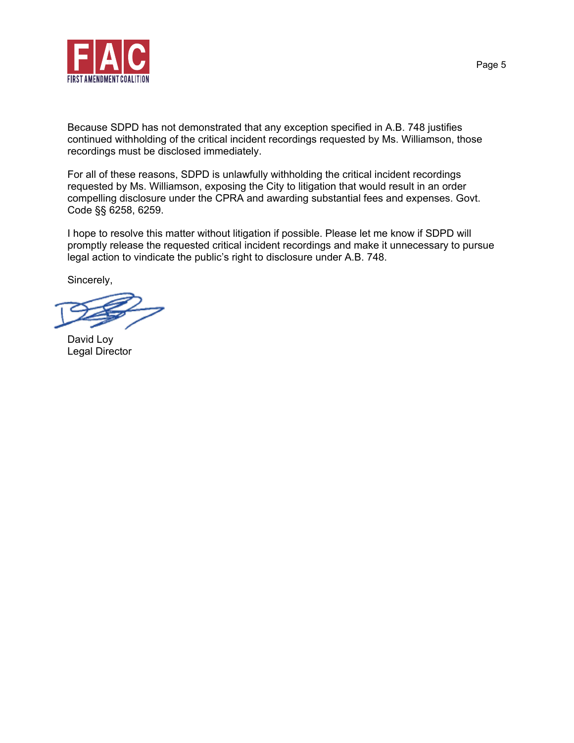Because SDPD has not demonstrated that any exception specified in A.B. 748 justifies continued withholding of the critical incident recordings requested by Ms. Williamson, those recordings must be disclosed immediately.

For all of these reasons, SDPD is unlawfully withholding the critical incident recordings requested by Ms. Williamson, exposing the City to litigation that would result in an order compelling disclosure under the CPRA and awarding substantial fees and expenses. Govt. Code §§ 6258, 6259.

I hope to resolve this matter without litigation if possible. Please let me know if SDPD will promptly release the requested critical incident recordings and make it unnecessary to pursue legal action to vindicate the public's right to disclosure under A.B. 748.

Sincerely,

David Loy
Legal Director